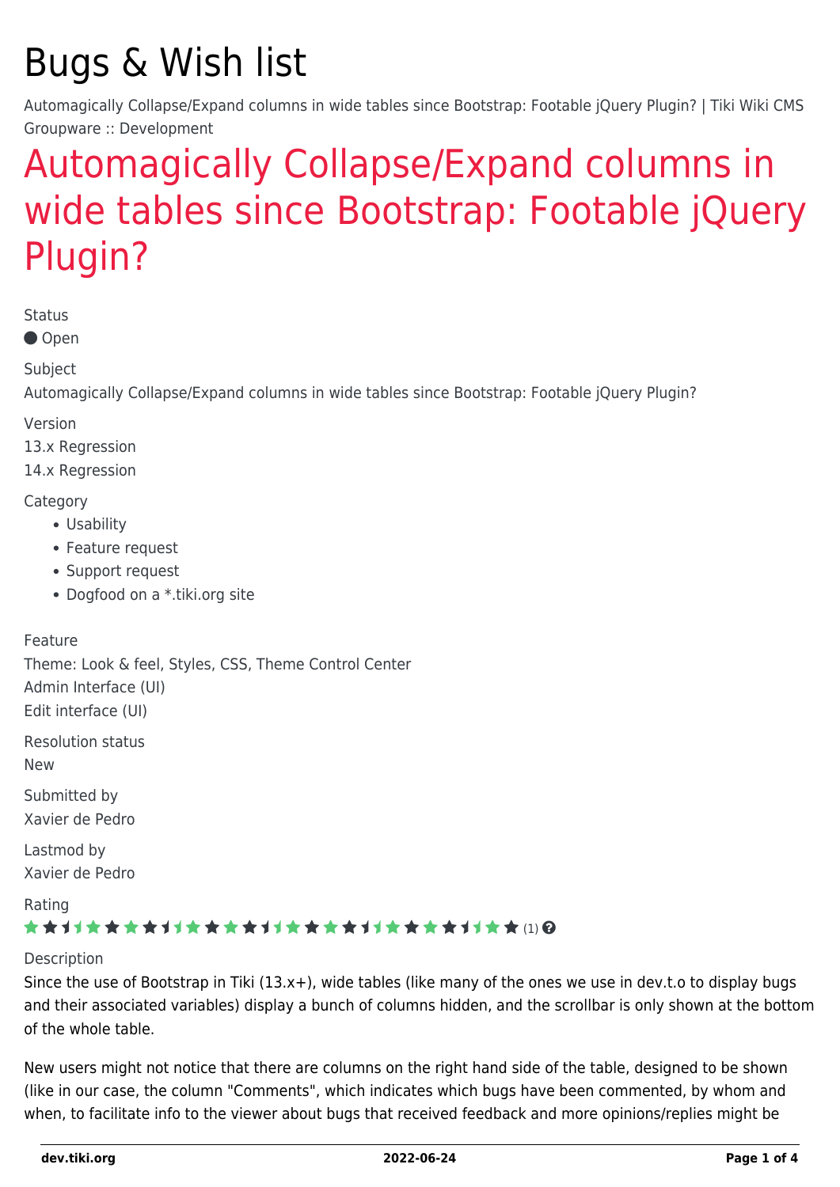# Bugs & Wish list

Automagically Collapse/Expand columns in wide tables since Bootstrap: Footable jQuery Plugin? | Tiki Wiki CMS Groupware :: Development

## Automagically Collapse/Expand columns in wide tables since Bootstrap: Footable jQuery Plugin?

Status

● Open

Subject

Automagically Collapse/Expand columns in wide tables since Bootstrap: Footable jQuery Plugin?

Version

13.x Regression

14.x Regression

Category

- Usability
- Feature request
- Support request
- Dogfood on a *.tiki.org site

Feature

Theme: Look & feel, Styles, CSS, Theme Control Center

Admin Interface (UI)

Edit interface (UI)

Resolution status

New

Submitted by

Xavier de Pedro

Lastmod by

Xavier de Pedro

Rating

(1)

Description

Since the use of Bootstrap in Tiki (13.x+), wide tables (like many of the ones we use in dev.t.o to display bugs and their associated variables) display a bunch of columns hidden, and the scrollbar is only shown at the bottom of the whole table.

New users might not notice that there are columns on the right hand side of the table, designed to be shown (like in our case, the column "Comments", which indicates which bugs have been commented, by whom and when, to facilitate info to the viewer about bugs that received feedback and more opinions/replies might be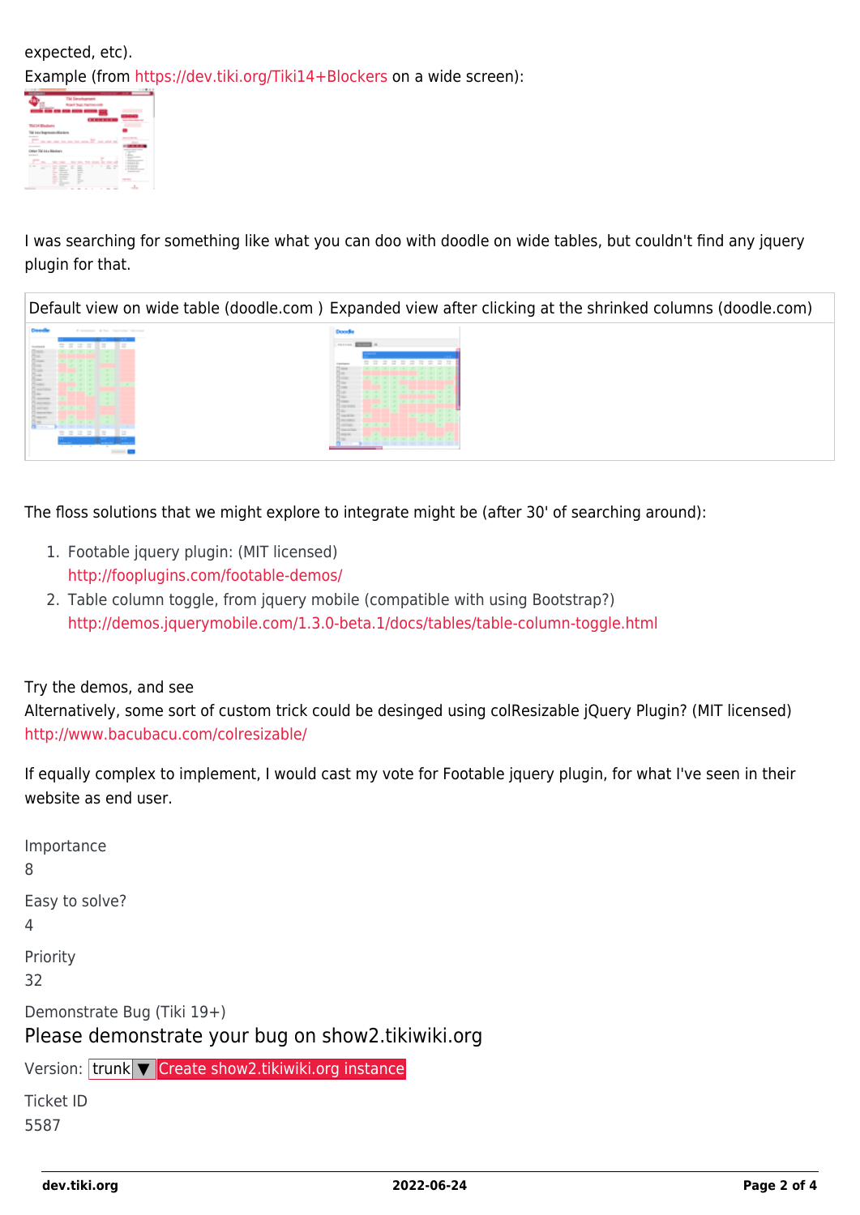expected, etc).
Example (from https://dev.tiki.org/Tiki14+Blockers on a wide screen):

I was searching for something like what you can doo with doodle on wide tables, but couldn't find any jquery plugin for that.

| Default view on wide table (doodle.com ) | Expanded view after clicking at the shrinked columns (doodle.com) |
|---|---|
| | |

The floss solutions that we might explore to integrate might be (after 30' of searching around):

1. Footable jquery plugin: (MIT licensed)
   http://fooplugins.com/footable-demos/
2. Table column toggle, from jquery mobile (compatible with using Bootstrap?)
   http://demos.jquerymobile.com/1.3.0-beta.1/docs/tables/table-column-toggle.html

Try the demos, and see
Alternatively, some sort of custom trick could be desinged using colResizable jQuery Plugin? (MIT licensed)
http://www.bacubacu.com/colresizable/

If equally complex to implement, I would cast my vote for Footable jquery plugin, for what I've seen in their website as end user.

Importance
8

Easy to solve?
4

Priority
32

Demonstrate Bug (Tiki 19+)

Please demonstrate your bug on show2.tikiwiki.org

Version: trunk ▼ Create show2.tikiwiki.org instance

Ticket ID
5587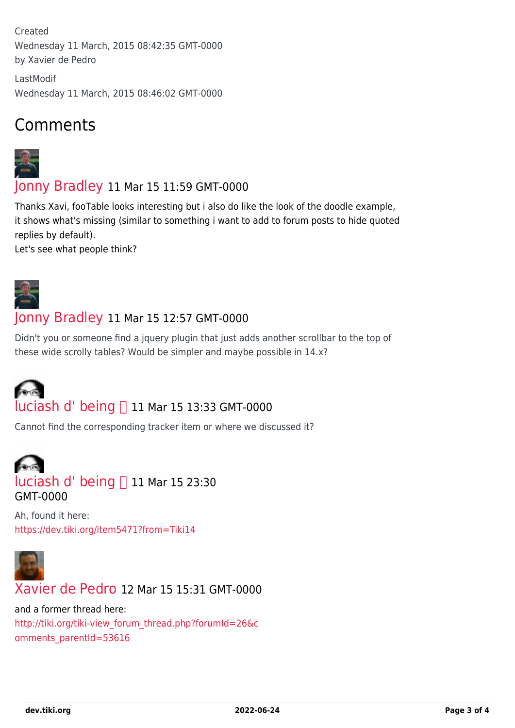Created
Wednesday 11 March, 2015 08:42:35 GMT-0000
by Xavier de Pedro

LastModif
Wednesday 11 March, 2015 08:46:02 GMT-0000

## Comments

**Jonny Bradley** 11 Mar 15 11:59 GMT-0000

Thanks Xavi, fooTable looks interesting but i also do like the look of the doodle example, it shows what's missing (similar to something i want to add to forum posts to hide quoted replies by default).
Let's see what people think?

**Jonny Bradley** 11 Mar 15 12:57 GMT-0000

Didn't you or someone find a jquery plugin that just adds another scrollbar to the top of these wide scrolly tables? Would be simpler and maybe possible in 14.x?

**luciash d' being** 11 Mar 15 13:33 GMT-0000

Cannot find the corresponding tracker item or where we discussed it?

**luciash d' being** 11 Mar 15 23:30 GMT-0000

Ah, found it here:
https://dev.tiki.org/item5471?from=Tiki14

**Xavier de Pedro** 12 Mar 15 15:31 GMT-0000

and a former thread here:
http://tiki.org/tiki-view_forum_thread.php?forumId=26&comments_parentId=53616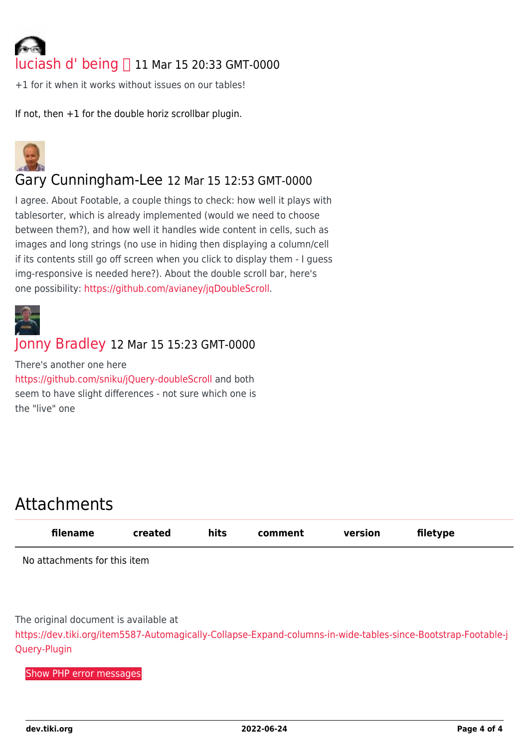luciash d' being 11 Mar 15 20:33 GMT-0000

+1 for it when it works without issues on our tables!

If not, then +1 for the double horiz scrollbar plugin.

Gary Cunningham-Lee 12 Mar 15 12:53 GMT-0000

I agree. About Footable, a couple things to check: how well it plays with tablesorter, which is already implemented (would we need to choose between them?), and how well it handles wide content in cells, such as images and long strings (no use in hiding then displaying a column/cell if its contents still go off screen when you click to display them - I guess img-responsive is needed here?). About the double scroll bar, here's one possibility: https://github.com/avianey/jqDoubleScroll.

Jonny Bradley 12 Mar 15 15:23 GMT-0000

There's another one here https://github.com/sniku/jQuery-doubleScroll and both seem to have slight differences - not sure which one is the "live" one

## Attachments

| filename | created | hits | comment | version | filetype |
|---|---|---|---|---|---|
| No attachments for this item | | | | | |

The original document is available at https://dev.tiki.org/item5587-Automagically-Collapse-Expand-columns-in-wide-tables-since-Bootstrap-Footable-jQuery-Plugin

Show PHP error messages